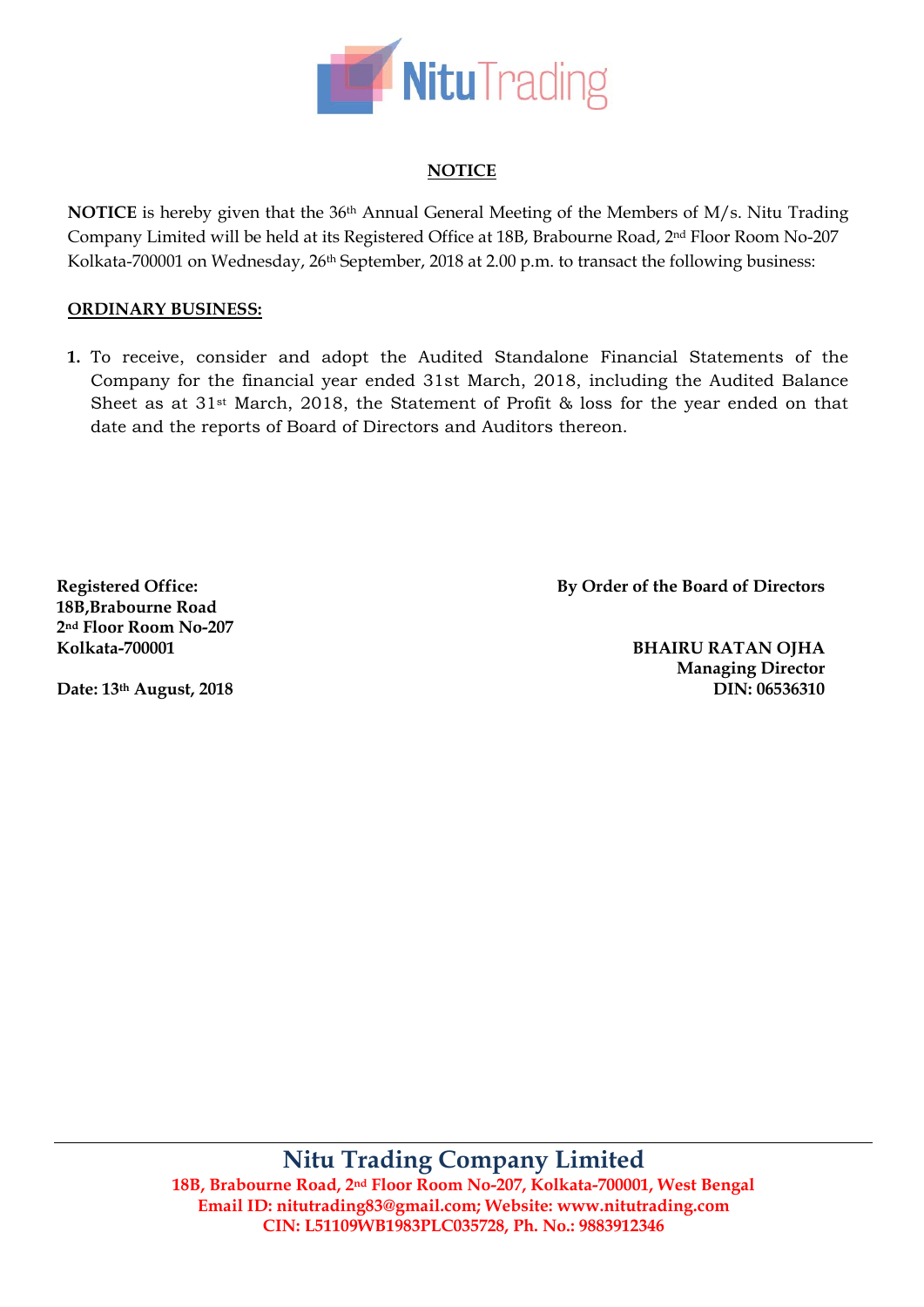## NOTICE

**NOTICE** is hereby given that the 36th Annual General Meeting of the Members of M/s. Nitu Trading Company Limited will be held at its Registered Office at 18B, Brabourne Road, 2nd Floor Room No-207 Kolkata-700001 on Wednesday, 26th September, 2018 at 2.00 p.m. to transact the following business:

### ORDINARY BUSINESS:

1. To receive, consider and adopt the Audited Standalone Financial Statements of the Company for the financial year ended 31st March, 2018, including the Audited Balance Sheet as at 31st March, 2018, the Statement of Profit & loss for the year ended on that date and the reports of Board of Directors and Auditors thereon.

**Registered Office:**
**18B,Brabourne Road**
**2nd Floor Room No-207**
**Kolkata-700001**

**Date: 13th August, 2018**

**By Order of the Board of Directors**

**BHAIRU RATAN OJHA**
**Managing Director**
**DIN: 06536310**

**Nitu Trading Company Limited**
**18B, Brabourne Road, 2nd Floor Room No-207, Kolkata-700001, West Bengal**
**Email ID: nitutrading83@gmail.com; Website: www.nitutrading.com**
**CIN: L51109WB1983PLC035728, Ph. No.: 9883912346**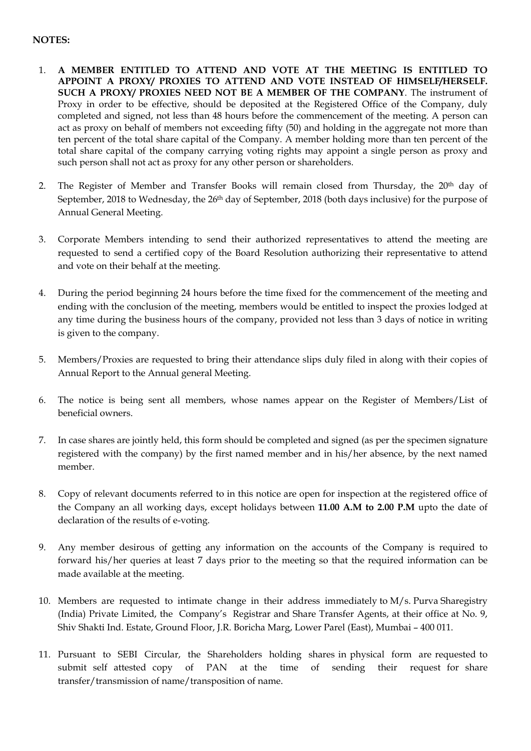**NOTES:**

1. **A MEMBER ENTITLED TO ATTEND AND VOTE AT THE MEETING IS ENTITLED TO APPOINT A PROXY/ PROXIES TO ATTEND AND VOTE INSTEAD OF HIMSELF/HERSELF. SUCH A PROXY/ PROXIES NEED NOT BE A MEMBER OF THE COMPANY**. The instrument of Proxy in order to be effective, should be deposited at the Registered Office of the Company, duly completed and signed, not less than 48 hours before the commencement of the meeting. A person can act as proxy on behalf of members not exceeding fifty (50) and holding in the aggregate not more than ten percent of the total share capital of the Company. A member holding more than ten percent of the total share capital of the company carrying voting rights may appoint a single person as proxy and such person shall not act as proxy for any other person or shareholders.

2. The Register of Member and Transfer Books will remain closed from Thursday, the 20th day of September, 2018 to Wednesday, the 26th day of September, 2018 (both days inclusive) for the purpose of Annual General Meeting.

3. Corporate Members intending to send their authorized representatives to attend the meeting are requested to send a certified copy of the Board Resolution authorizing their representative to attend and vote on their behalf at the meeting.

4. During the period beginning 24 hours before the time fixed for the commencement of the meeting and ending with the conclusion of the meeting, members would be entitled to inspect the proxies lodged at any time during the business hours of the company, provided not less than 3 days of notice in writing is given to the company.

5. Members/Proxies are requested to bring their attendance slips duly filed in along with their copies of Annual Report to the Annual general Meeting.

6. The notice is being sent all members, whose names appear on the Register of Members/List of beneficial owners.

7. In case shares are jointly held, this form should be completed and signed (as per the specimen signature registered with the company) by the first named member and in his/her absence, by the next named member.

8. Copy of relevant documents referred to in this notice are open for inspection at the registered office of the Company an all working days, except holidays between **11.00 A.M to 2.00 P.M** upto the date of declaration of the results of e-voting.

9. Any member desirous of getting any information on the accounts of the Company is required to forward his/her queries at least 7 days prior to the meeting so that the required information can be made available at the meeting.

10. Members are requested to intimate change in their address immediately to M/s. Purva Sharegistry (India) Private Limited, the Company's Registrar and Share Transfer Agents, at their office at No. 9, Shiv Shakti Ind. Estate, Ground Floor, J.R. Boricha Marg, Lower Parel (East), Mumbai – 400 011.

11. Pursuant to SEBI Circular, the Shareholders holding shares in physical form are requested to submit self attested copy of PAN at the time of sending their request for share transfer/transmission of name/transposition of name.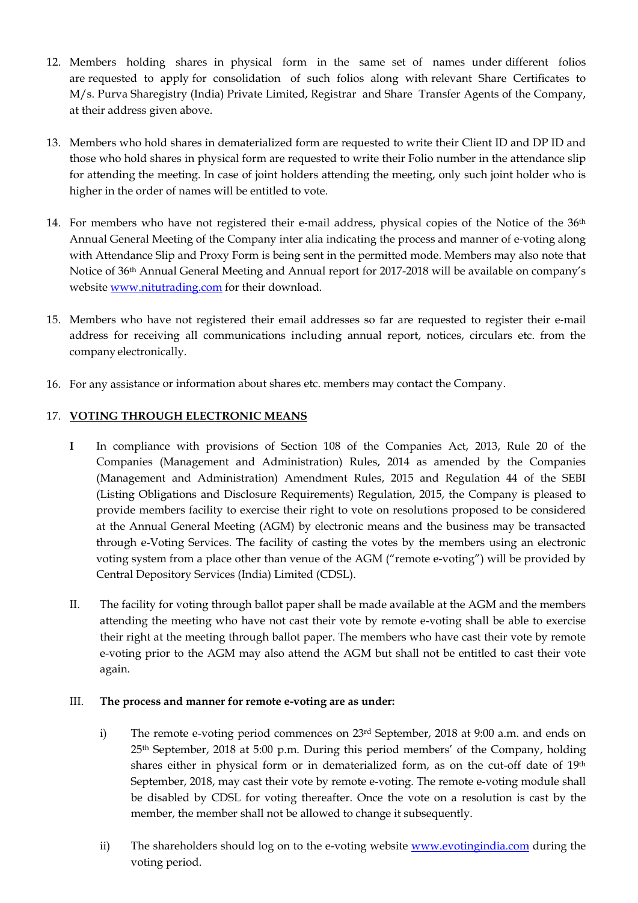12. Members holding shares in physical form in the same set of names under different folios are requested to apply for consolidation of such folios along with relevant Share Certificates to M/s. Purva Sharegistry (India) Private Limited, Registrar and Share Transfer Agents of the Company, at their address given above.

13. Members who hold shares in dematerialized form are requested to write their Client ID and DP ID and those who hold shares in physical form are requested to write their Folio number in the attendance slip for attending the meeting. In case of joint holders attending the meeting, only such joint holder who is higher in the order of names will be entitled to vote.

14. For members who have not registered their e-mail address, physical copies of the Notice of the 36th Annual General Meeting of the Company inter alia indicating the process and manner of e-voting along with Attendance Slip and Proxy Form is being sent in the permitted mode. Members may also note that Notice of 36th Annual General Meeting and Annual report for 2017-2018 will be available on company's website www.nitutrading.com for their download.

15. Members who have not registered their email addresses so far are requested to register their e-mail address for receiving all communications including annual report, notices, circulars etc. from the company electronically.

16. For any assistance or information about shares etc. members may contact the Company.

17. **VOTING THROUGH ELECTRONIC MEANS**

**I** In compliance with provisions of Section 108 of the Companies Act, 2013, Rule 20 of the Companies (Management and Administration) Rules, 2014 as amended by the Companies (Management and Administration) Amendment Rules, 2015 and Regulation 44 of the SEBI (Listing Obligations and Disclosure Requirements) Regulation, 2015, the Company is pleased to provide members facility to exercise their right to vote on resolutions proposed to be considered at the Annual General Meeting (AGM) by electronic means and the business may be transacted through e-Voting Services. The facility of casting the votes by the members using an electronic voting system from a place other than venue of the AGM ("remote e-voting") will be provided by Central Depository Services (India) Limited (CDSL).

II. The facility for voting through ballot paper shall be made available at the AGM and the members attending the meeting who have not cast their vote by remote e-voting shall be able to exercise their right at the meeting through ballot paper. The members who have cast their vote by remote e-voting prior to the AGM may also attend the AGM but shall not be entitled to cast their vote again.

III. **The process and manner for remote e-voting are as under:**

i) The remote e-voting period commences on 23rd September, 2018 at 9:00 a.m. and ends on 25th September, 2018 at 5:00 p.m. During this period members' of the Company, holding shares either in physical form or in dematerialized form, as on the cut-off date of 19th September, 2018, may cast their vote by remote e-voting. The remote e-voting module shall be disabled by CDSL for voting thereafter. Once the vote on a resolution is cast by the member, the member shall not be allowed to change it subsequently.

ii) The shareholders should log on to the e-voting website www.evotingindia.com during the voting period.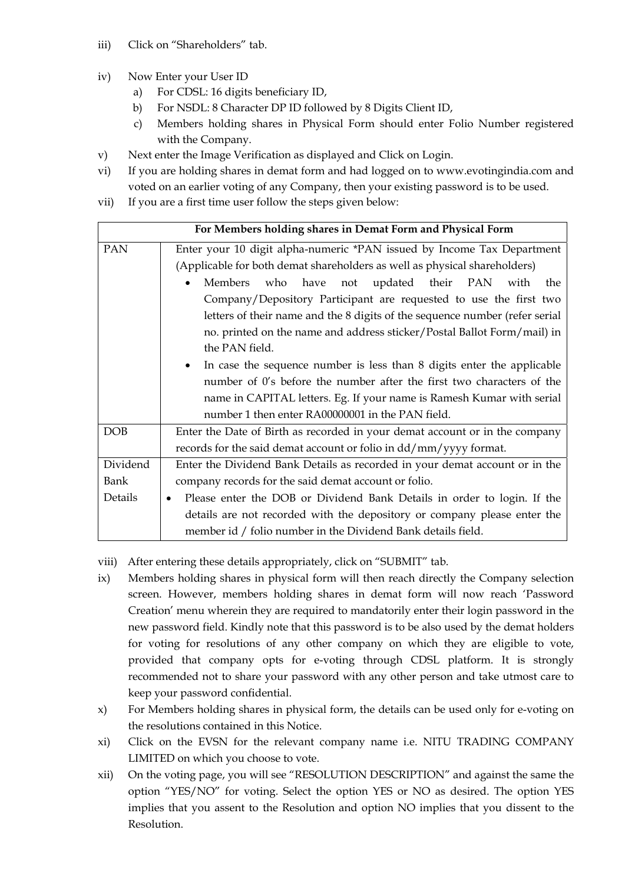iii) Click on "Shareholders" tab.

iv) Now Enter your User ID
   a) For CDSL: 16 digits beneficiary ID,
   b) For NSDL: 8 Character DP ID followed by 8 Digits Client ID,
   c) Members holding shares in Physical Form should enter Folio Number registered with the Company.

v) Next enter the Image Verification as displayed and Click on Login.

vi) If you are holding shares in demat form and had logged on to www.evotingindia.com and voted on an earlier voting of any Company, then your existing password is to be used.

vii) If you are a first time user follow the steps given below:

| For Members holding shares in Demat Form and Physical Form | |
|---|---|
| PAN | Enter your 10 digit alpha-numeric *PAN issued by Income Tax Department (Applicable for both demat shareholders as well as physical shareholders)<br>• Members who have not updated their PAN with the Company/Depository Participant are requested to use the first two letters of their name and the 8 digits of the sequence number (refer serial no. printed on the name and address sticker/Postal Ballot Form/mail) in the PAN field.<br>• In case the sequence number is less than 8 digits enter the applicable number of 0's before the number after the first two characters of the name in CAPITAL letters. Eg. If your name is Ramesh Kumar with serial number 1 then enter RA00000001 in the PAN field. |
| DOB | Enter the Date of Birth as recorded in your demat account or in the company records for the said demat account or folio in dd/mm/yyyy format. |
| Dividend Bank Details | Enter the Dividend Bank Details as recorded in your demat account or in the company records for the said demat account or folio.<br>• Please enter the DOB or Dividend Bank Details in order to login. If the details are not recorded with the depository or company please enter the member id / folio number in the Dividend Bank details field. |

viii) After entering these details appropriately, click on "SUBMIT" tab.

ix) Members holding shares in physical form will then reach directly the Company selection screen. However, members holding shares in demat form will now reach 'Password Creation' menu wherein they are required to mandatorily enter their login password in the new password field. Kindly note that this password is to be also used by the demat holders for voting for resolutions of any other company on which they are eligible to vote, provided that company opts for e-voting through CDSL platform. It is strongly recommended not to share your password with any other person and take utmost care to keep your password confidential.

x) For Members holding shares in physical form, the details can be used only for e-voting on the resolutions contained in this Notice.

xi) Click on the EVSN for the relevant company name i.e. NITU TRADING COMPANY LIMITED on which you choose to vote.

xii) On the voting page, you will see "RESOLUTION DESCRIPTION" and against the same the option "YES/NO" for voting. Select the option YES or NO as desired. The option YES implies that you assent to the Resolution and option NO implies that you dissent to the Resolution.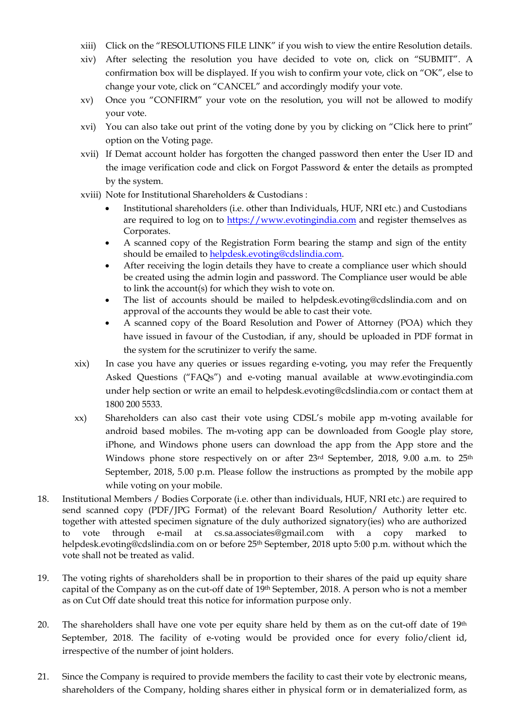xiii) Click on the "RESOLUTIONS FILE LINK" if you wish to view the entire Resolution details.

xiv) After selecting the resolution you have decided to vote on, click on "SUBMIT". A confirmation box will be displayed. If you wish to confirm your vote, click on "OK", else to change your vote, click on "CANCEL" and accordingly modify your vote.

xv) Once you "CONFIRM" your vote on the resolution, you will not be allowed to modify your vote.

xvi) You can also take out print of the voting done by you by clicking on "Click here to print" option on the Voting page.

xvii) If Demat account holder has forgotten the changed password then enter the User ID and the image verification code and click on Forgot Password & enter the details as prompted by the system.

xviii) Note for Institutional Shareholders & Custodians :

- Institutional shareholders (i.e. other than Individuals, HUF, NRI etc.) and Custodians are required to log on to https://www.evotingindia.com and register themselves as Corporates.
- A scanned copy of the Registration Form bearing the stamp and sign of the entity should be emailed to helpdesk.evoting@cdslindia.com.
- After receiving the login details they have to create a compliance user which should be created using the admin login and password. The Compliance user would be able to link the account(s) for which they wish to vote on.
- The list of accounts should be mailed to helpdesk.evoting@cdslindia.com and on approval of the accounts they would be able to cast their vote.
- A scanned copy of the Board Resolution and Power of Attorney (POA) which they have issued in favour of the Custodian, if any, should be uploaded in PDF format in the system for the scrutinizer to verify the same.

xix) In case you have any queries or issues regarding e-voting, you may refer the Frequently Asked Questions ("FAQs") and e-voting manual available at www.evotingindia.com under help section or write an email to helpdesk.evoting@cdslindia.com or contact them at 1800 200 5533.

xx) Shareholders can also cast their vote using CDSL's mobile app m-voting available for android based mobiles. The m-voting app can be downloaded from Google play store, iPhone, and Windows phone users can download the app from the App store and the Windows phone store respectively on or after 23rd September, 2018, 9.00 a.m. to 25th September, 2018, 5.00 p.m. Please follow the instructions as prompted by the mobile app while voting on your mobile.

18. Institutional Members / Bodies Corporate (i.e. other than individuals, HUF, NRI etc.) are required to send scanned copy (PDF/JPG Format) of the relevant Board Resolution/ Authority letter etc. together with attested specimen signature of the duly authorized signatory(ies) who are authorized to vote through e-mail at cs.sa.associates@gmail.com with a copy marked to helpdesk.evoting@cdslindia.com on or before 25th September, 2018 upto 5:00 p.m. without which the vote shall not be treated as valid.

19. The voting rights of shareholders shall be in proportion to their shares of the paid up equity share capital of the Company as on the cut-off date of 19th September, 2018. A person who is not a member as on Cut Off date should treat this notice for information purpose only.

20. The shareholders shall have one vote per equity share held by them as on the cut-off date of 19th September, 2018. The facility of e-voting would be provided once for every folio/client id, irrespective of the number of joint holders.

21. Since the Company is required to provide members the facility to cast their vote by electronic means, shareholders of the Company, holding shares either in physical form or in dematerialized form, as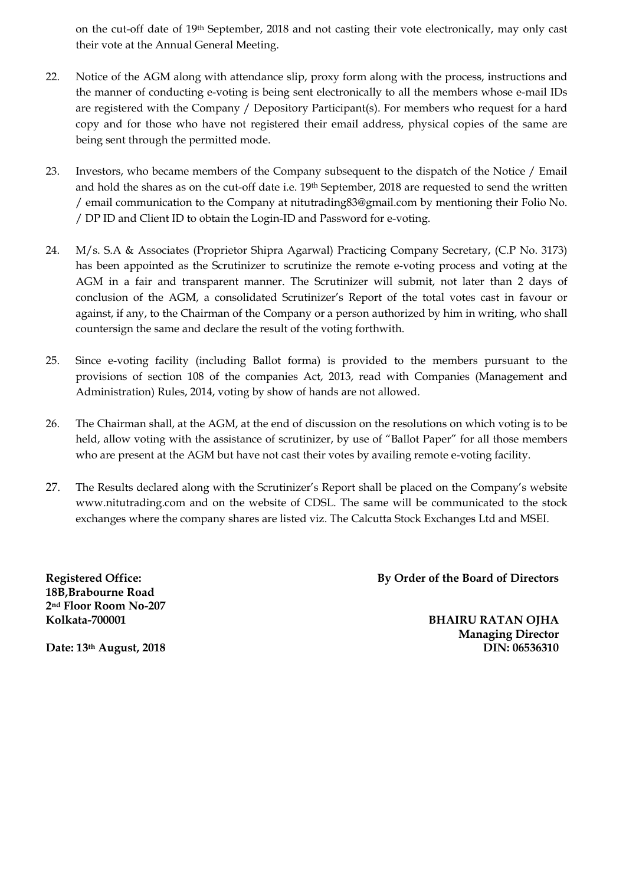on the cut-off date of 19th September, 2018 and not casting their vote electronically, may only cast their vote at the Annual General Meeting.

22. Notice of the AGM along with attendance slip, proxy form along with the process, instructions and the manner of conducting e-voting is being sent electronically to all the members whose e-mail IDs are registered with the Company / Depository Participant(s). For members who request for a hard copy and for those who have not registered their email address, physical copies of the same are being sent through the permitted mode.

23. Investors, who became members of the Company subsequent to the dispatch of the Notice / Email and hold the shares as on the cut-off date i.e. 19th September, 2018 are requested to send the written / email communication to the Company at nitutrading83@gmail.com by mentioning their Folio No. / DP ID and Client ID to obtain the Login-ID and Password for e-voting.

24. M/s. S.A & Associates (Proprietor Shipra Agarwal) Practicing Company Secretary, (C.P No. 3173) has been appointed as the Scrutinizer to scrutinize the remote e-voting process and voting at the AGM in a fair and transparent manner. The Scrutinizer will submit, not later than 2 days of conclusion of the AGM, a consolidated Scrutinizer's Report of the total votes cast in favour or against, if any, to the Chairman of the Company or a person authorized by him in writing, who shall countersign the same and declare the result of the voting forthwith.

25. Since e-voting facility (including Ballot forma) is provided to the members pursuant to the provisions of section 108 of the companies Act, 2013, read with Companies (Management and Administration) Rules, 2014, voting by show of hands are not allowed.

26. The Chairman shall, at the AGM, at the end of discussion on the resolutions on which voting is to be held, allow voting with the assistance of scrutinizer, by use of "Ballot Paper" for all those members who are present at the AGM but have not cast their votes by availing remote e-voting facility.

27. The Results declared along with the Scrutinizer's Report shall be placed on the Company's website www.nitutrading.com and on the website of CDSL. The same will be communicated to the stock exchanges where the company shares are listed viz. The Calcutta Stock Exchanges Ltd and MSEI.

**Registered Office:**
**18B,Brabourne Road**
**2nd Floor Room No-207**
**Kolkata-700001**

**Date: 13th August, 2018**

**By Order of the Board of Directors**

**BHAIRU RATAN OJHA**
**Managing Director**
**DIN: 06536310**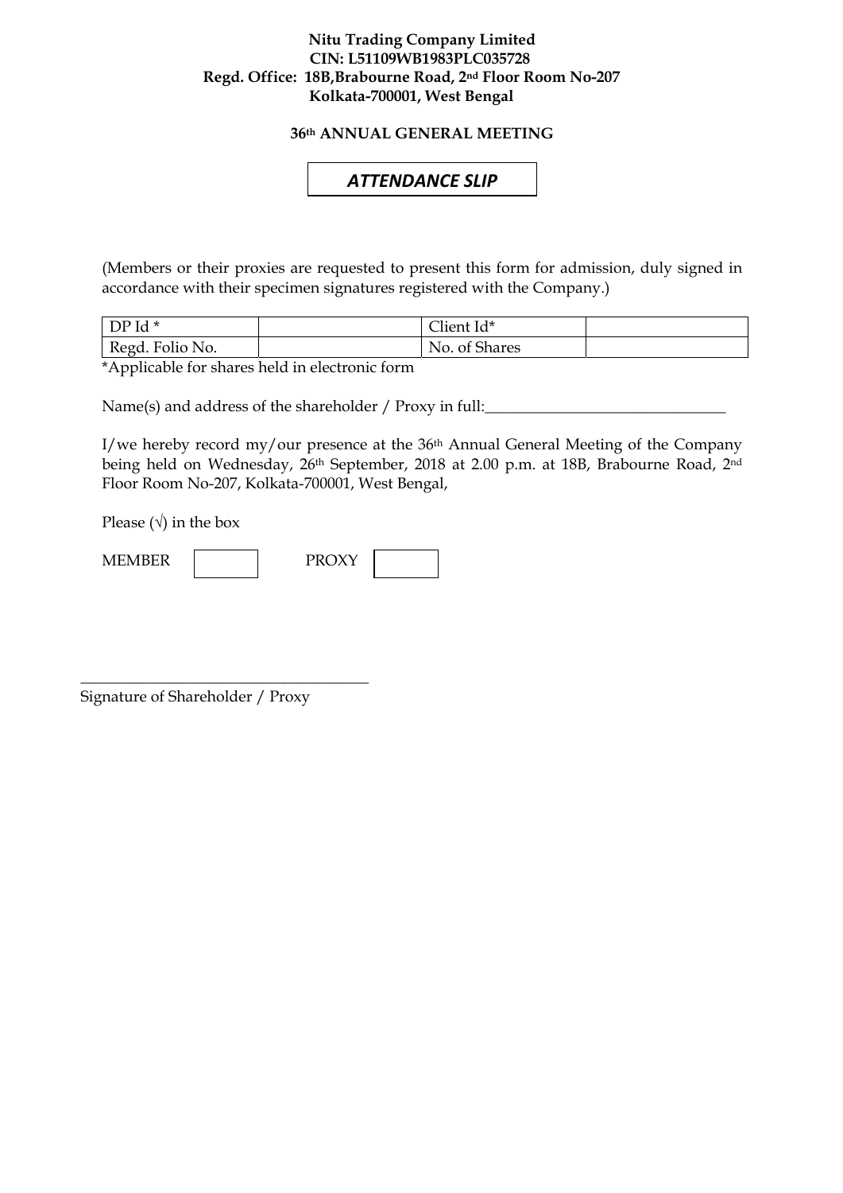**Nitu Trading Company Limited**
**CIN: L51109WB1983PLC035728**
**Regd. Office: 18B,Brabourne Road, 2nd Floor Room No-207**
**Kolkata-700001, West Bengal**

**36th ANNUAL GENERAL MEETING**

## *ATTENDANCE SLIP*

(Members or their proxies are requested to present this form for admission, duly signed in accordance with their specimen signatures registered with the Company.)

| DP Id * | | Client Id* | |
|---|---|---|---|
| Regd. Folio No. | | No. of Shares | |

*Applicable for shares held in electronic form

Name(s) and address of the shareholder / Proxy in full:_______________________________

I/we hereby record my/our presence at the 36th Annual General Meeting of the Company being held on Wednesday, 26th September, 2018 at 2.00 p.m. at 18B, Brabourne Road, 2nd Floor Room No-207, Kolkata-700001, West Bengal,

Please (√) in the box

MEMBER ☐ PROXY ☐

_____________________________________
Signature of Shareholder / Proxy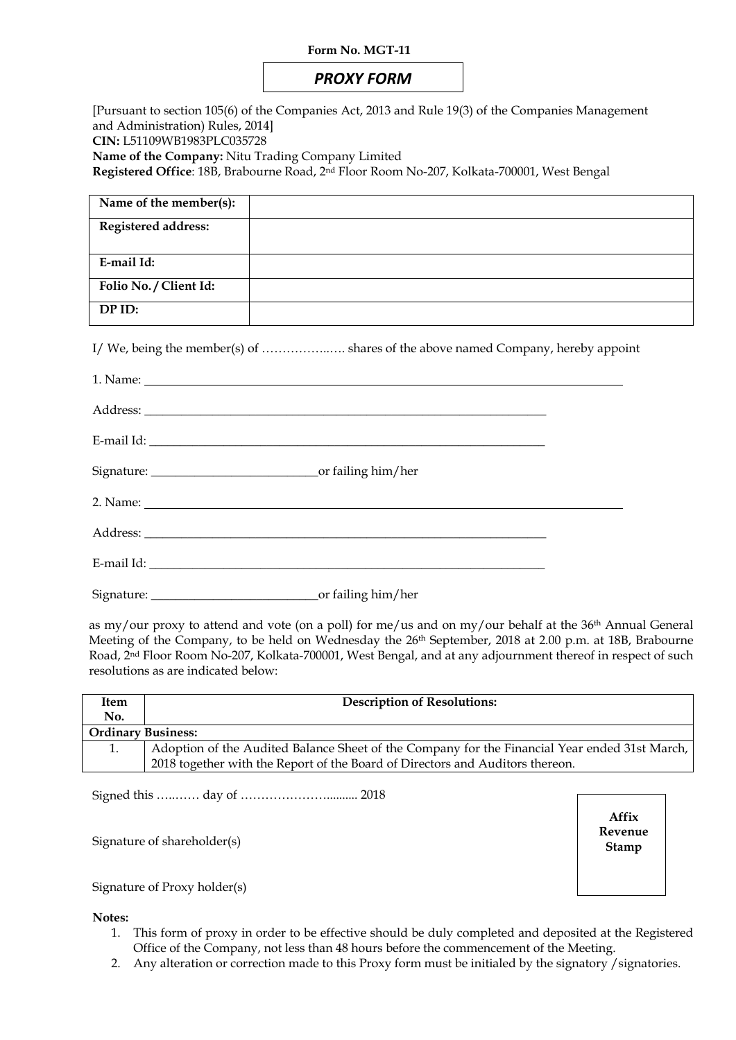**Form No. MGT-11**

# *PROXY FORM*

[Pursuant to section 105(6) of the Companies Act, 2013 and Rule 19(3) of the Companies Management and Administration) Rules, 2014]

**CIN:** L51109WB1983PLC035728

**Name of the Company:** Nitu Trading Company Limited

**Registered Office**: 18B, Brabourne Road, 2nd Floor Room No-207, Kolkata-700001, West Bengal

| **Name of the member(s):** | |
|---|---|
| **Registered address:** | |
| **E-mail Id:** | |
| **Folio No. / Client Id:** | |
| **DP ID:** | |

I/ We, being the member(s) of ………………….. shares of the above named Company, hereby appoint

1. Name: ______________________________________________

Address: ______________________________________________

E-mail Id: ______________________________________________

Signature: ___________________________or failing him/her

2. Name: ______________________________________________

Address: ______________________________________________

E-mail Id: ______________________________________________

Signature: ___________________________or failing him/her

as my/our proxy to attend and vote (on a poll) for me/us and on my/our behalf at the 36th Annual General Meeting of the Company, to be held on Wednesday the 26th September, 2018 at 2.00 p.m. at 18B, Brabourne Road, 2nd Floor Room No-207, Kolkata-700001, West Bengal, and at any adjournment thereof in respect of such resolutions as are indicated below:

| **Item No.** | **Description of Resolutions:** |
|---|---|
| **Ordinary Business:** | |
| 1. | Adoption of the Audited Balance Sheet of the Company for the Financial Year ended 31st March, 2018 together with the Report of the Board of Directors and Auditors thereon. |

Signed this ………… day of ……………………......... 2018

Signature of shareholder(s)

**Affix Revenue Stamp**

Signature of Proxy holder(s)

**Notes:**

1. This form of proxy in order to be effective should be duly completed and deposited at the Registered Office of the Company, not less than 48 hours before the commencement of the Meeting.
2. Any alteration or correction made to this Proxy form must be initialed by the signatory /signatories.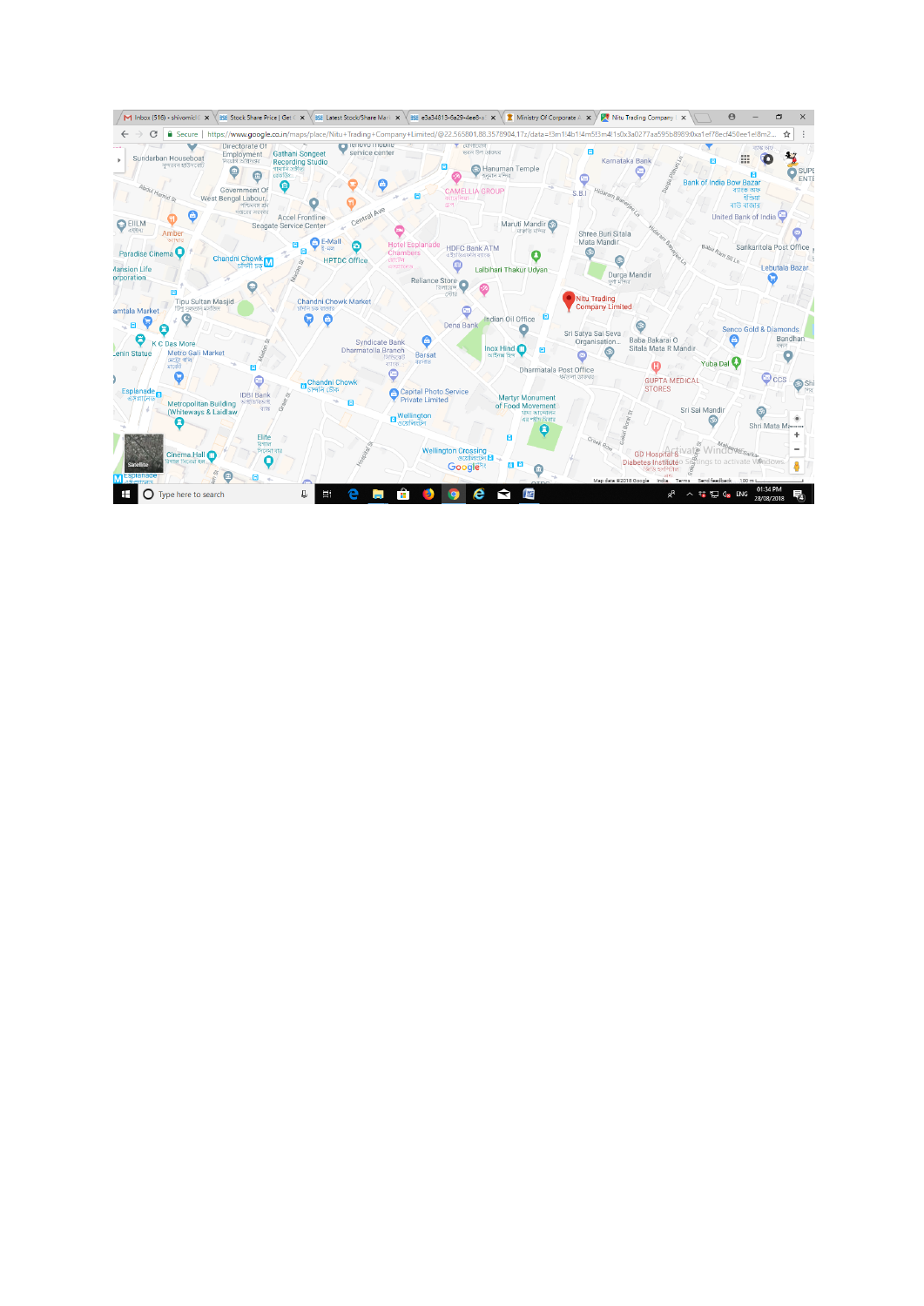Inbox (516) - shivomicl | Stock Share Price | Get | Latest Stock/Share Mar | e3a34813-6a29-4ee8 | Ministry Of Corporate A | Nitu Trading Company

Secure | https://www.google.co.in/maps/place/Nitu+Trading+Company+Limited/@22.565801,88.3578904,17z/data=!3m1!4b1!4m5!3m4!1s0x3a0277aa595b8989:0xa1ef78ecf450ee1e!8m2...

Sundarban Houseboat

Directorate Of Employment

Gathani Songeet Recording Studio

Hanuman Temple

Karnataka Bank

Bank of India Bow Bazar

United Bank of India

Government Of West Bengal Labour

CAMELLIA GROUP

S.B.I

Central Ave

Accel Frontline

Seagate Service Center

EILM

Amber

Paradise Cinema

Chandni Chowk

E-Mall

HPTDC Office

Hotel Esplanade Chambers

HDFC Bank ATM

Maruti Mandir

Shree Buri Sitala Mata Mandir

Sankaritola Post Office

Lebutala Bazar

Mansion Life Corporation

Lalbihari Thakur Udyan

Durga Mandir

Reliance Store

Tipu Sultan Masjid

Chandni Chowk Market

Nitu Trading Company Limited

Dena Bank

Indian Oil Office

Sri Satya Sai Seva Organisation

Baba Bakarai O Sitala Mata R Mandir

Senco Gold & Diamonds

Bandhan

K C Das More

Metro Gali Market

Lenin Statue

Syndicate Bank Dharmatala Branch

Barsat

Inox Hind

Dharmatala Post Office

Yuba Dal

GUPTA MEDICAL STORES

CCS

Esplanade

IDBI Bank

Chandni Chowk

Capital Photo Service Private Limited

Martyr Monument of Food Movement

Metropolitan Building (Whiteways & Laidlaw)

Wellington

Sri Sai Mandir

Shri Mata M

Elite

Cinema Hall

Wellington Crossing

GD Hospital & Diabetes Institute

Satellite

Esplanade

Map data ©2018 Google India Terms Send feedback 100 m

Activate Windows

Go to Settings to activate Windows.

Type here to search

ENG 01:34 PM 28/08/2018